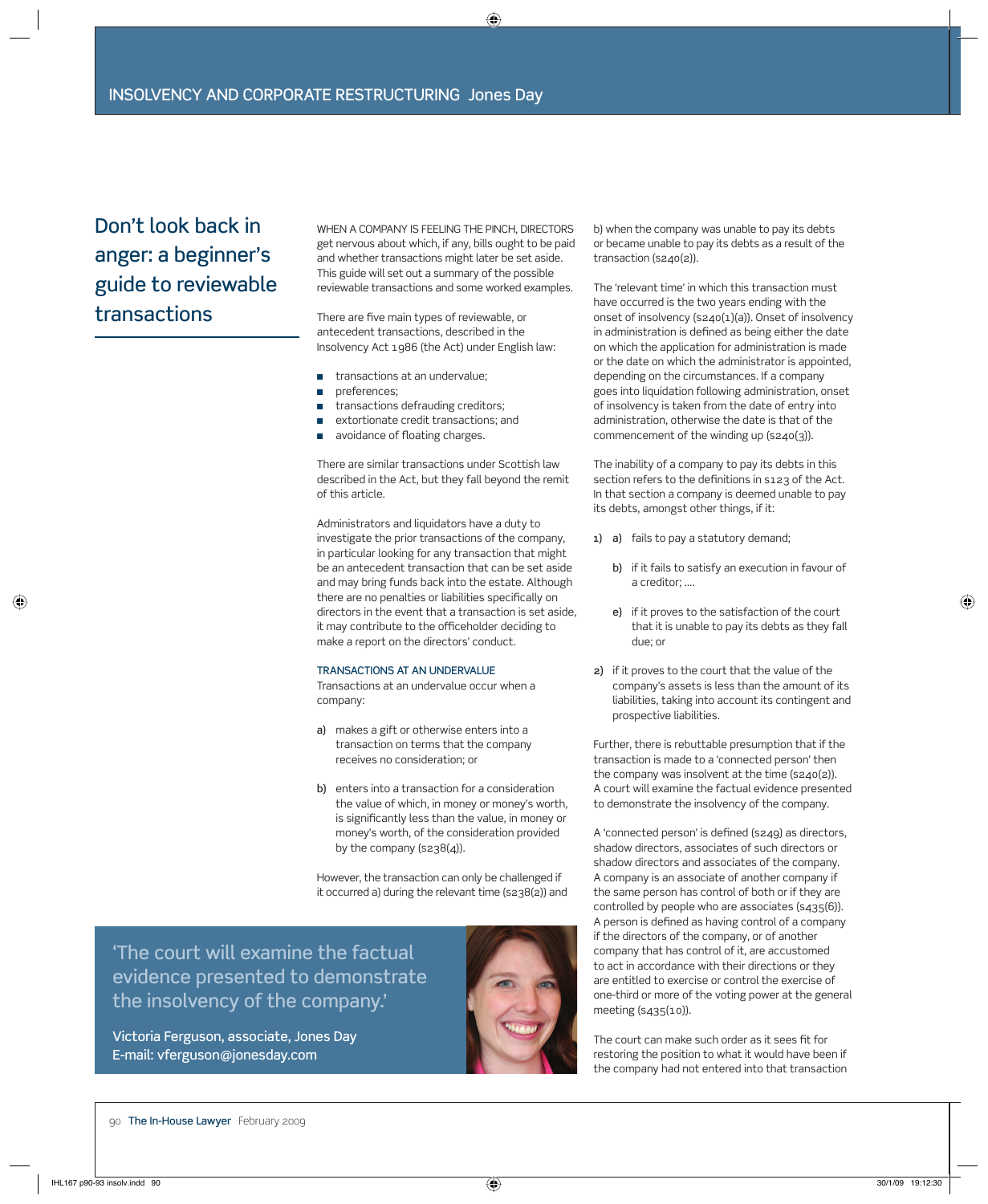# Don't look back in anger: a beginner's guide to reviewable transactions

WHEN A COMPANY IS FEELING THE PINCH, DIRECTORS get nervous about which, if any, bills ought to be paid and whether transactions might later be set aside. This guide will set out a summary of the possible reviewable transactions and some worked examples.

There are five main types of reviewable, or antecedent transactions, described in the Insolvency Act 1986 (the Act) under English law:

- transactions at an undervalue;
- preferences;
- transactions defrauding creditors;
- extortionate credit transactions; and
- avoidance of floating charges.

There are similar transactions under Scottish law described in the Act, but they fall beyond the remit of this article.

Administrators and liquidators have a duty to investigate the prior transactions of the company, in particular looking for any transaction that might be an antecedent transaction that can be set aside and may bring funds back into the estate. Although there are no penalties or liabilities specifically on directors in the event that a transaction is set aside, it may contribute to the officeholder deciding to make a report on the directors' conduct.

### TRANSACTIONS AT AN UNDERVALUE

Transactions at an undervalue occur when a company:

a) makes a gift or otherwise enters into a transaction on terms that the company receives no consideration; or

b) enters into a transaction for a consideration the value of which, in money or money's worth, is significantly less than the value, in money or money's worth, of the consideration provided by the company (s238(4)).

However, the transaction can only be challenged if it occurred a) during the relevant time (s238(2)) and b) when the company was unable to pay its debts or became unable to pay its debts as a result of the transaction (s240(2)).

The 'relevant time' in which this transaction must have occurred is the two years ending with the onset of insolvency (s240(1)(a)). Onset of insolvency in administration is defined as being either the date on which the application for administration is made or the date on which the administrator is appointed, depending on the circumstances. If a company goes into liquidation following administration, onset of insolvency is taken from the date of entry into administration, otherwise the date is that of the commencement of the winding up (s240(3)).

The inability of a company to pay its debts in this section refers to the definitions in s123 of the Act. In that section a company is deemed unable to pay its debts, amongst other things, if it:

1) a) fails to pay a statutory demand;

   b) if it fails to satisfy an execution in favour of a creditor; ....

   e) if it proves to the satisfaction of the court that it is unable to pay its debts as they fall due; or

2) if it proves to the court that the value of the company's assets is less than the amount of its liabilities, taking into account its contingent and prospective liabilities.

Further, there is rebuttable presumption that if the transaction is made to a 'connected person' then the company was insolvent at the time (s240(2)). A court will examine the factual evidence presented to demonstrate the insolvency of the company.

A 'connected person' is defined (s249) as directors, shadow directors, associates of such directors or shadow directors and associates of the company. A company is an associate of another company if the same person has control of both or if they are controlled by people who are associates (s435(6)). A person is defined as having control of a company if the directors of the company, or of another company that has control of it, are accustomed to act in accordance with their directions or they are entitled to exercise or control the exercise of one-third or more of the voting power at the general meeting (s435(10)).

The court can make such order as it sees fit for restoring the position to what it would have been if the company had not entered into that transaction

> 'The court will examine the factual evidence presented to demonstrate the insolvency of the company.'
>
> Victoria Ferguson, associate, Jones Day
> E-mail: vferguson@jonesday.com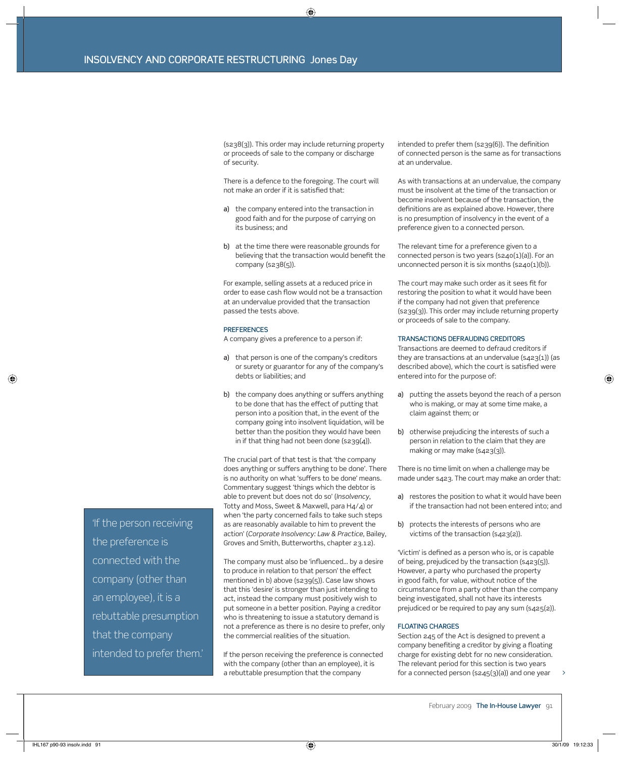(s238(3)). This order may include returning property or proceeds of sale to the company or discharge of security.

There is a defence to the foregoing. The court will not make an order if it is satisfied that:

a) the company entered into the transaction in good faith and for the purpose of carrying on its business; and

b) at the time there were reasonable grounds for believing that the transaction would benefit the company (s238(5)).

For example, selling assets at a reduced price in order to ease cash flow would not be a transaction at an undervalue provided that the transaction passed the tests above.

### PREFERENCES

A company gives a preference to a person if:

a) that person is one of the company's creditors or surety or guarantor for any of the company's debts or liabilities; and

b) the company does anything or suffers anything to be done that has the effect of putting that person into a position that, in the event of the company going into insolvent liquidation, will be better than the position they would have been in if that thing had not been done (s239(4)).

The crucial part of that test is that 'the company does anything or suffers anything to be done'. There is no authority on what 'suffers to be done' means. Commentary suggest 'things which the debtor is able to prevent but does not do so' (*Insolvency*, Totty and Moss, Sweet & Maxwell, para H4/4) or when 'the party concerned fails to take such steps as are reasonably available to him to prevent the action' (*Corporate Insolvency: Law & Practice*, Bailey, Groves and Smith, Butterworths, chapter 23.12).

The company must also be 'influenced… by a desire to produce in relation to that person' the effect mentioned in b) above (s239(5)). Case law shows that this 'desire' is stronger than just intending to act, instead the company must positively wish to put someone in a better position. Paying a creditor who is threatening to issue a statutory demand is not a preference as there is no desire to prefer, only the commercial realities of the situation.

If the person receiving the preference is connected with the company (other than an employee), it is a rebuttable presumption that the company intended to prefer them (s239(6)). The definition of connected person is the same as for transactions at an undervalue.

> 'If the person receiving the preference is connected with the company (other than an employee), it is a rebuttable presumption that the company intended to prefer them.'

As with transactions at an undervalue, the company must be insolvent at the time of the transaction or become insolvent because of the transaction, the definitions are as explained above. However, there is no presumption of insolvency in the event of a preference given to a connected person.

The relevant time for a preference given to a connected person is two years (s240(1)(a)). For an unconnected person it is six months (s240(1)(b)).

The court may make such order as it sees fit for restoring the position to what it would have been if the company had not given that preference (s239(3)). This order may include returning property or proceeds of sale to the company.

### TRANSACTIONS DEFRAUDING CREDITORS

Transactions are deemed to defraud creditors if they are transactions at an undervalue (s423(1)) (as described above), which the court is satisfied were entered into for the purpose of:

a) putting the assets beyond the reach of a person who is making, or may at some time make, a claim against them; or

b) otherwise prejudicing the interests of such a person in relation to the claim that they are making or may make (s423(3)).

There is no time limit on when a challenge may be made under s423. The court may make an order that:

a) restores the position to what it would have been if the transaction had not been entered into; and

b) protects the interests of persons who are victims of the transaction (s423(2)).

'Victim' is defined as a person who is, or is capable of being, prejudiced by the transaction (s423(5)). However, a party who purchased the property in good faith, for value, without notice of the circumstance from a party other than the company being investigated, shall not have its interests prejudiced or be required to pay any sum (s425(2)).

### FLOATING CHARGES

Section 245 of the Act is designed to prevent a company benefiting a creditor by giving a floating charge for existing debt for no new consideration. The relevant period for this section is two years for a connected person (s245(3)(a)) and one year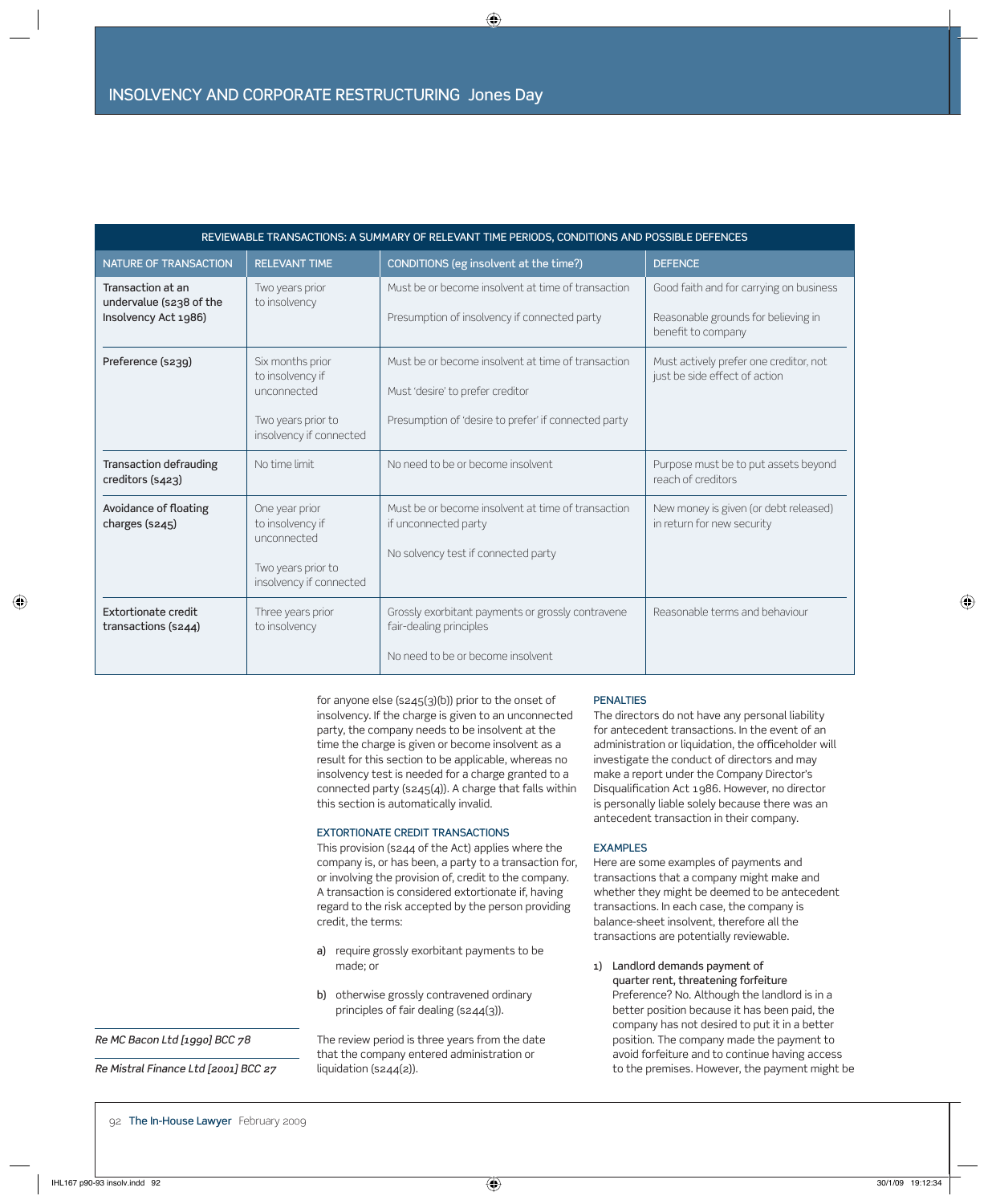| REVIEWABLE TRANSACTIONS: A SUMMARY OF RELEVANT TIME PERIODS, CONDITIONS AND POSSIBLE DEFENCES | | | |
|---|---|---|---|
| NATURE OF TRANSACTION | RELEVANT TIME | CONDITIONS (eg insolvent at the time?) | DEFENCE |
| Transaction at an undervalue (s238 of the Insolvency Act 1986) | Two years prior to insolvency | Must be or become insolvent at time of transaction<br><br>Presumption of insolvency if connected party | Good faith and for carrying on business<br><br>Reasonable grounds for believing in benefit to company |
| Preference (s239) | Six months prior to insolvency if unconnected<br><br>Two years prior to insolvency if connected | Must be or become insolvent at time of transaction<br><br>Must 'desire' to prefer creditor<br><br>Presumption of 'desire to prefer' if connected party | Must actively prefer one creditor, not just be side effect of action |
| Transaction defrauding creditors (s423) | No time limit | No need to be or become insolvent | Purpose must be to put assets beyond reach of creditors |
| Avoidance of floating charges (s245) | One year prior to insolvency if unconnected<br><br>Two years prior to insolvency if connected | Must be or become insolvent at time of transaction if unconnected party<br><br>No solvency test if connected party | New money is given (or debt released) in return for new security |
| Extortionate credit transactions (s244) | Three years prior to insolvency | Grossly exorbitant payments or grossly contravene fair-dealing principles<br><br>No need to be or become insolvent | Reasonable terms and behaviour |

for anyone else (s245(3)(b)) prior to the onset of insolvency. If the charge is given to an unconnected party, the company needs to be insolvent at the time the charge is given or become insolvent as a result for this section to be applicable, whereas no insolvency test is needed for a charge granted to a connected party (s245(4)). A charge that falls within this section is automatically invalid.

### EXTORTIONATE CREDIT TRANSACTIONS

This provision (s244 of the Act) applies where the company is, or has been, a party to a transaction for, or involving the provision of, credit to the company. A transaction is considered extortionate if, having regard to the risk accepted by the person providing credit, the terms:

a) require grossly exorbitant payments to be made; or

b) otherwise grossly contravened ordinary principles of fair dealing (s244(3)).

The review period is three years from the date that the company entered administration or liquidation (s244(2)).

*Re MC Bacon Ltd [1990] BCC 78*

*Re Mistral Finance Ltd [2001] BCC 27*

### PENALTIES

The directors do not have any personal liability for antecedent transactions. In the event of an administration or liquidation, the officeholder will investigate the conduct of directors and may make a report under the Company Director's Disqualification Act 1986. However, no director is personally liable solely because there was an antecedent transaction in their company.

### EXAMPLES

Here are some examples of payments and transactions that a company might make and whether they might be deemed to be antecedent transactions. In each case, the company is balance-sheet insolvent, therefore all the transactions are potentially reviewable.

1) Landlord demands payment of quarter rent, threatening forfeiture
Preference? No. Although the landlord is in a better position because it has been paid, the company has not desired to put it in a better position. The company made the payment to avoid forfeiture and to continue having access to the premises. However, the payment might be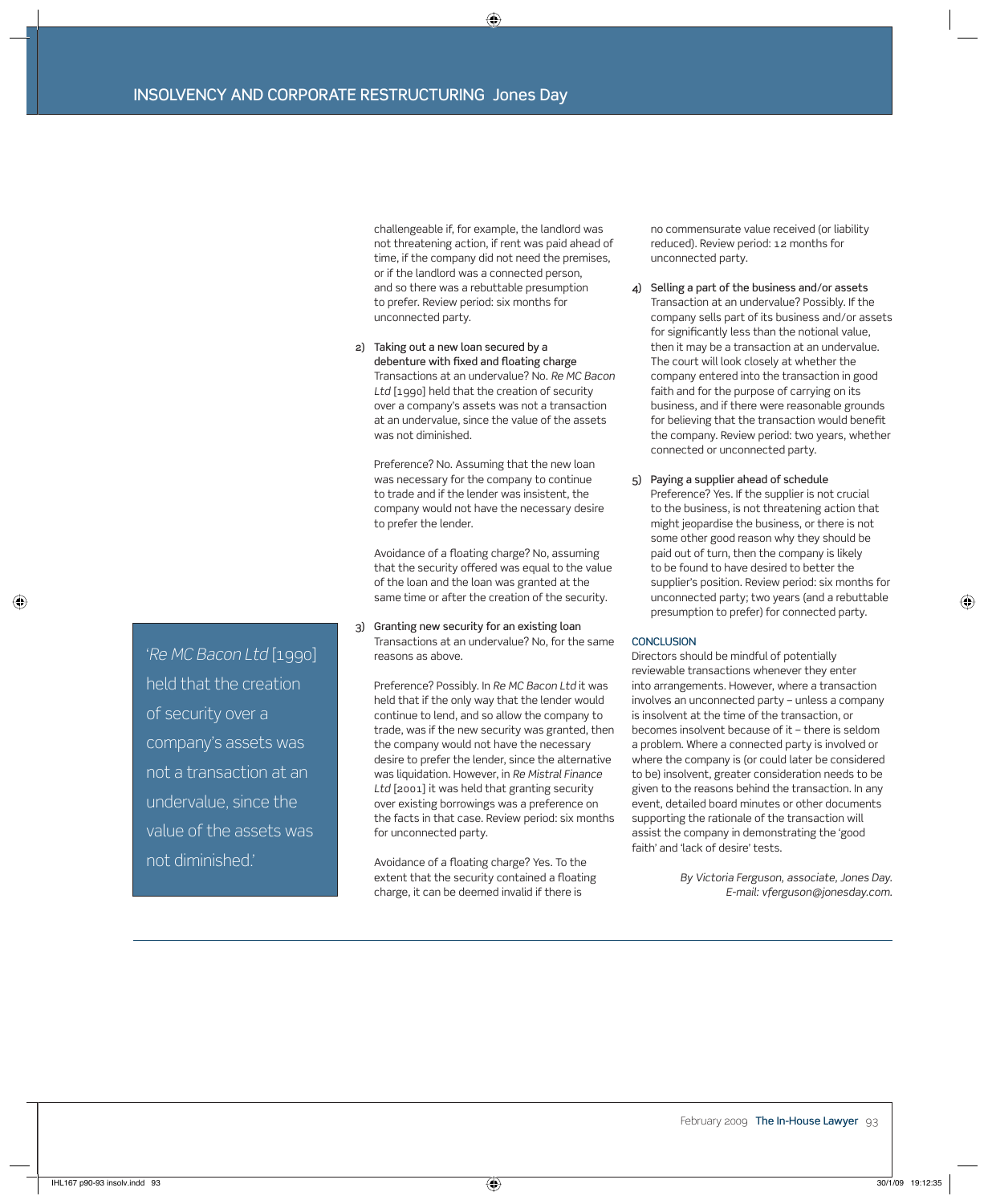challengeable if, for example, the landlord was not threatening action, if rent was paid ahead of time, if the company did not need the premises, or if the landlord was a connected person, and so there was a rebuttable presumption to prefer. Review period: six months for unconnected party.

2) Taking out a new loan secured by a debenture with fixed and floating charge
Transactions at an undervalue? No. *Re MC Bacon Ltd* [1990] held that the creation of security over a company's assets was not a transaction at an undervalue, since the value of the assets was not diminished.

Preference? No. Assuming that the new loan was necessary for the company to continue to trade and if the lender was insistent, the company would not have the necessary desire to prefer the lender.

Avoidance of a floating charge? No, assuming that the security offered was equal to the value of the loan and the loan was granted at the same time or after the creation of the security.

3) Granting new security for an existing loan
Transactions at an undervalue? No, for the same reasons as above.

Preference? Possibly. In *Re MC Bacon Ltd* it was held that if the only way that the lender would continue to lend, and so allow the company to trade, was if the new security was granted, then the company would not have the necessary desire to prefer the lender, since the alternative was liquidation. However, in *Re Mistral Finance Ltd* [2001] it was held that granting security over existing borrowings was a preference on the facts in that case. Review period: six months for unconnected party.

Avoidance of a floating charge? Yes. To the extent that the security contained a floating charge, it can be deemed invalid if there is no commensurate value received (or liability reduced). Review period: 12 months for unconnected party.

4) Selling a part of the business and/or assets
Transaction at an undervalue? Possibly. If the company sells part of its business and/or assets for significantly less than the notional value, then it may be a transaction at an undervalue. The court will look closely at whether the company entered into the transaction in good faith and for the purpose of carrying on its business, and if there were reasonable grounds for believing that the transaction would benefit the company. Review period: two years, whether connected or unconnected party.

5) Paying a supplier ahead of schedule
Preference? Yes. If the supplier is not crucial to the business, is not threatening action that might jeopardise the business, or there is not some other good reason why they should be paid out of turn, then the company is likely to be found to have desired to better the supplier's position. Review period: six months for unconnected party; two years (and a rebuttable presumption to prefer) for connected party.

> '*Re MC Bacon Ltd* [1990] held that the creation of security over a company's assets was not a transaction at an undervalue, since the value of the assets was not diminished.'

## CONCLUSION

Directors should be mindful of potentially reviewable transactions whenever they enter into arrangements. However, where a transaction involves an unconnected party – unless a company is insolvent at the time of the transaction, or becomes insolvent because of it – there is seldom a problem. Where a connected party is involved or where the company is (or could later be considered to be) insolvent, greater consideration needs to be given to the reasons behind the transaction. In any event, detailed board minutes or other documents supporting the rationale of the transaction will assist the company in demonstrating the 'good faith' and 'lack of desire' tests.

*By Victoria Ferguson, associate, Jones Day.*
*E-mail: vferguson@jonesday.com.*